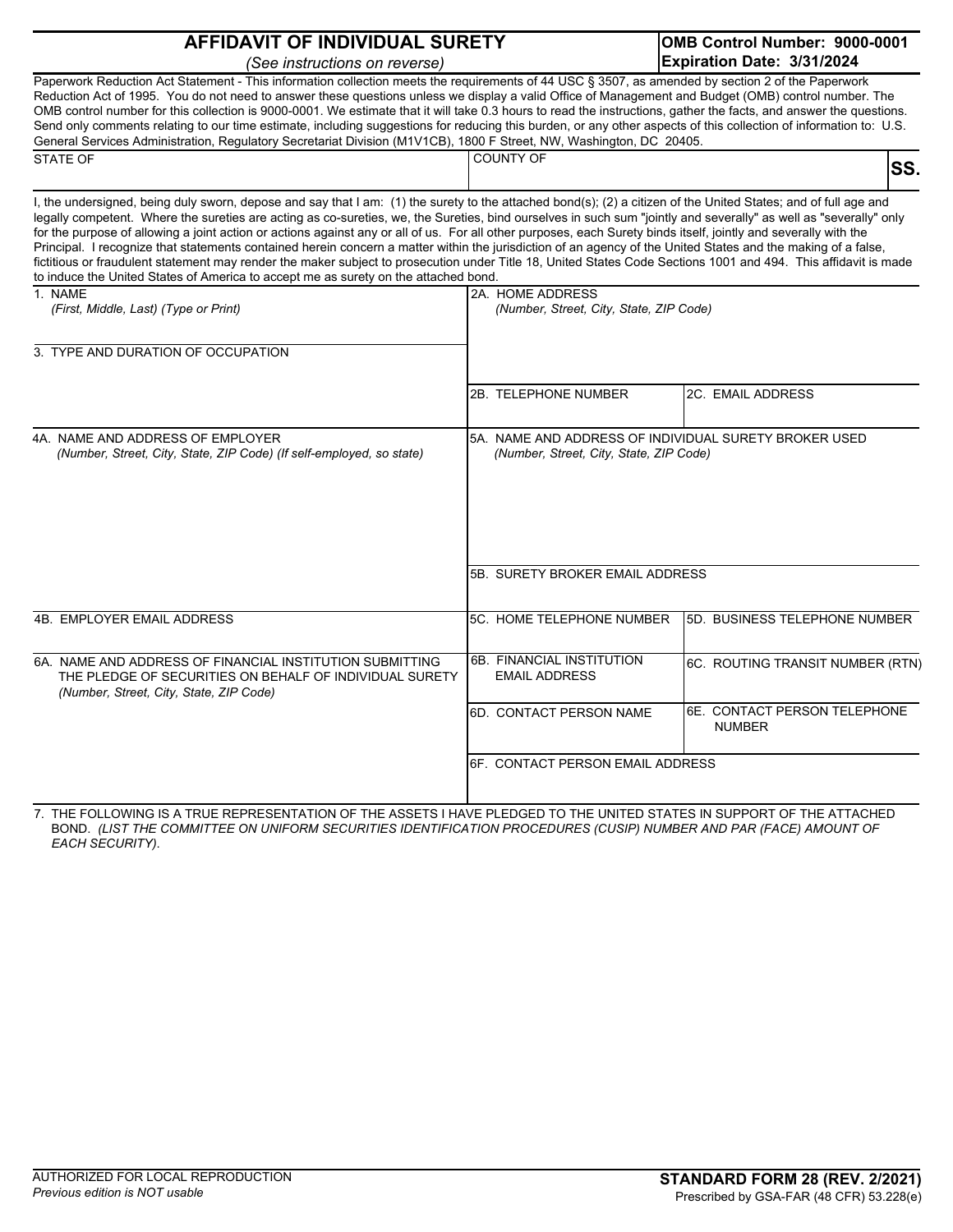# AFFIDAVIT OF INDIVIDUAL SURETY

*(See instructions on reverse)*

**OMB Control Number: 9000-0001**
**Expiration Date: 3/31/2024**

Paperwork Reduction Act Statement - This information collection meets the requirements of 44 USC § 3507, as amended by section 2 of the Paperwork Reduction Act of 1995. You do not need to answer these questions unless we display a valid Office of Management and Budget (OMB) control number. The OMB control number for this collection is 9000-0001. We estimate that it will take 0.3 hours to read the instructions, gather the facts, and answer the questions. Send only comments relating to our time estimate, including suggestions for reducing this burden, or any other aspects of this collection of information to: U.S. General Services Administration, Regulatory Secretariat Division (M1V1CB), 1800 F Street, NW, Washington, DC 20405.

| STATE OF | COUNTY OF | **SS.** |
|---|---|---|
| | | |

I, the undersigned, being duly sworn, depose and say that I am: (1) the surety to the attached bond(s); (2) a citizen of the United States; and of full age and legally competent. Where the sureties are acting as co-sureties, we, the Sureties, bind ourselves in such sum "jointly and severally" as well as "severally" only for the purpose of allowing a joint action or actions against any or all of us. For all other purposes, each Surety binds itself, jointly and severally with the Principal. I recognize that statements contained herein concern a matter within the jurisdiction of an agency of the United States and the making of a false, fictitious or fraudulent statement may render the maker subject to prosecution under Title 18, United States Code Sections 1001 and 494. This affidavit is made to induce the United States of America to accept me as surety on the attached bond.

1. NAME *(First, Middle, Last) (Type or Print)*

2A. HOME ADDRESS *(Number, Street, City, State, ZIP Code)*

3. TYPE AND DURATION OF OCCUPATION

2B. TELEPHONE NUMBER

2C. EMAIL ADDRESS

4A. NAME AND ADDRESS OF EMPLOYER *(Number, Street, City, State, ZIP Code) (If self-employed, so state)*

5A. NAME AND ADDRESS OF INDIVIDUAL SURETY BROKER USED *(Number, Street, City, State, ZIP Code)*

5B. SURETY BROKER EMAIL ADDRESS

4B. EMPLOYER EMAIL ADDRESS

5C. HOME TELEPHONE NUMBER

5D. BUSINESS TELEPHONE NUMBER

6A. NAME AND ADDRESS OF FINANCIAL INSTITUTION SUBMITTING THE PLEDGE OF SECURITIES ON BEHALF OF INDIVIDUAL SURETY *(Number, Street, City, State, ZIP Code)*

6B. FINANCIAL INSTITUTION EMAIL ADDRESS

6C. ROUTING TRANSIT NUMBER (RTN)

6D. CONTACT PERSON NAME

6E. CONTACT PERSON TELEPHONE NUMBER

6F. CONTACT PERSON EMAIL ADDRESS

7. THE FOLLOWING IS A TRUE REPRESENTATION OF THE ASSETS I HAVE PLEDGED TO THE UNITED STATES IN SUPPORT OF THE ATTACHED BOND. *(LIST THE COMMITTEE ON UNIFORM SECURITIES IDENTIFICATION PROCEDURES (CUSIP) NUMBER AND PAR (FACE) AMOUNT OF EACH SECURITY).*

AUTHORIZED FOR LOCAL REPRODUCTION
*Previous edition is NOT usable*

**STANDARD FORM 28 (REV. 2/2021)**
Prescribed by GSA-FAR (48 CFR) 53.228(e)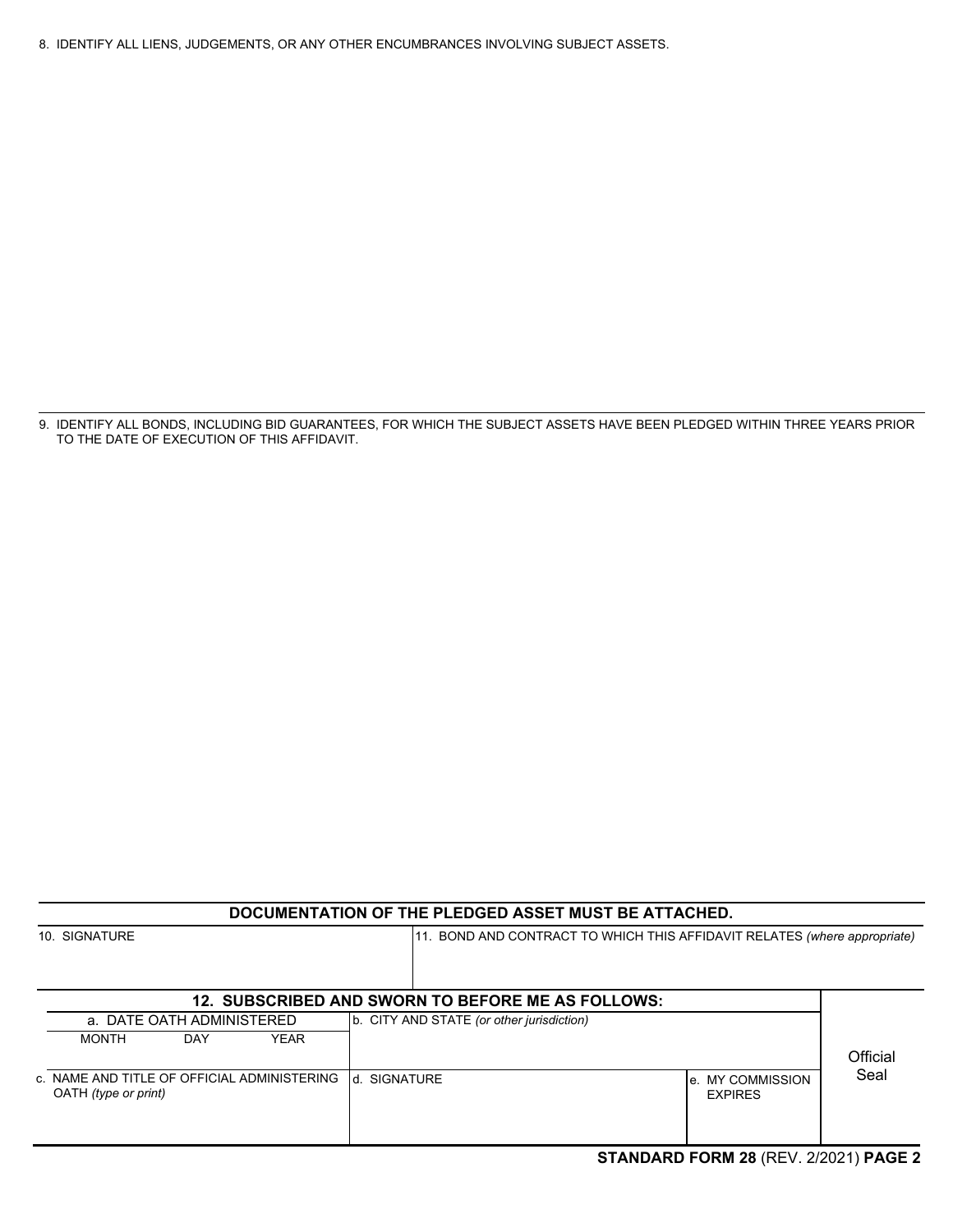8. IDENTIFY ALL LIENS, JUDGEMENTS, OR ANY OTHER ENCUMBRANCES INVOLVING SUBJECT ASSETS.

9. IDENTIFY ALL BONDS, INCLUDING BID GUARANTEES, FOR WHICH THE SUBJECT ASSETS HAVE BEEN PLEDGED WITHIN THREE YEARS PRIOR TO THE DATE OF EXECUTION OF THIS AFFIDAVIT.

**DOCUMENTATION OF THE PLEDGED ASSET MUST BE ATTACHED.**

| 10. SIGNATURE | 11. BOND AND CONTRACT TO WHICH THIS AFFIDAVIT RELATES *(where appropriate)* |
|---|---|
| | |

**12. SUBSCRIBED AND SWORN TO BEFORE ME AS FOLLOWS:**

| a. DATE OATH ADMINISTERED | | | b. CITY AND STATE *(or other jurisdiction)* | | Official Seal |
|---|---|---|---|---|---|
| MONTH | DAY | YEAR | | | |
| c. NAME AND TITLE OF OFFICIAL ADMINISTERING OATH *(type or print)* | | | d. SIGNATURE | e. MY COMMISSION EXPIRES | |

**STANDARD FORM 28** (REV. 2/2021) **PAGE 2**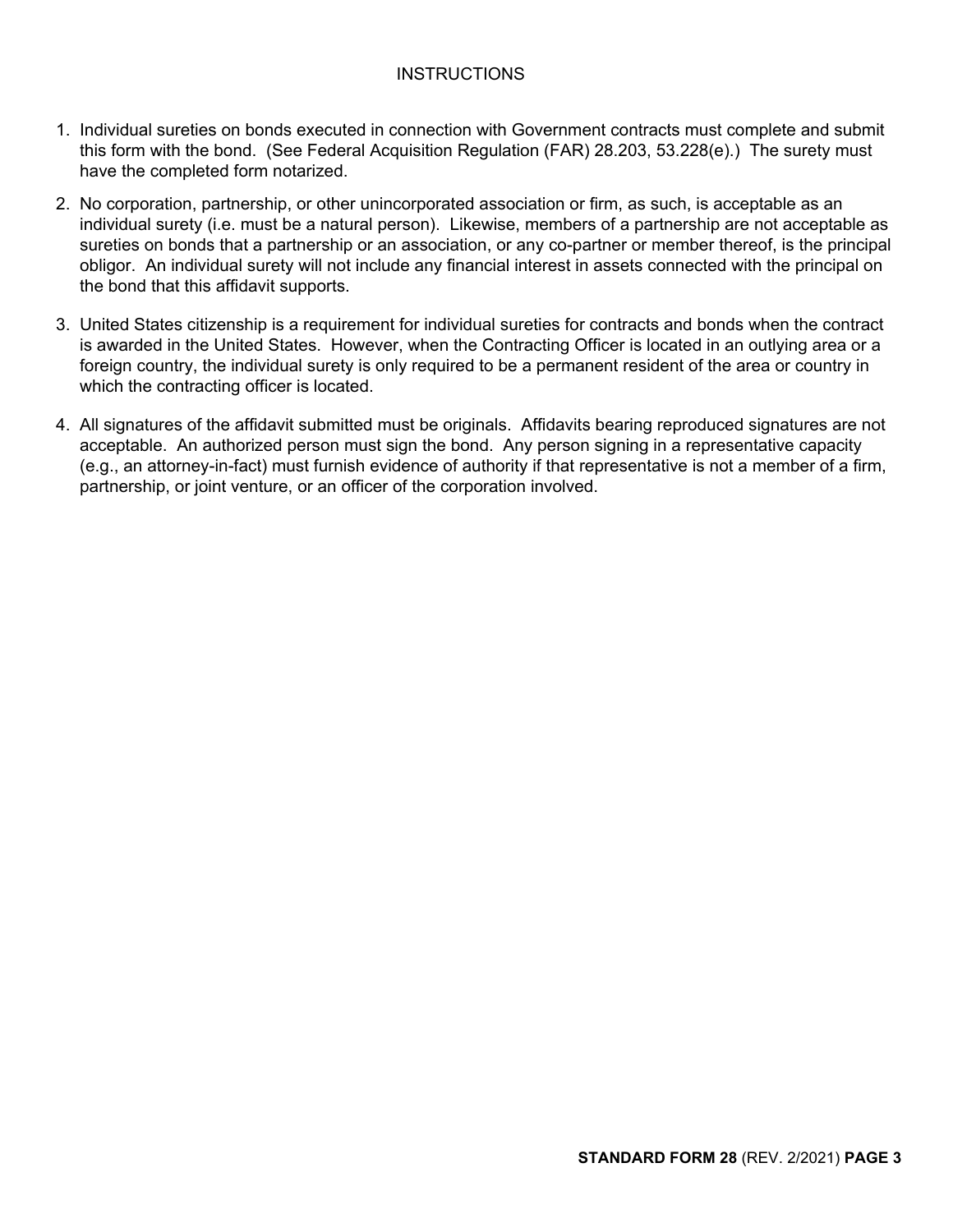## INSTRUCTIONS

1. Individual sureties on bonds executed in connection with Government contracts must complete and submit this form with the bond. (See Federal Acquisition Regulation (FAR) 28.203, 53.228(e).) The surety must have the completed form notarized.

2. No corporation, partnership, or other unincorporated association or firm, as such, is acceptable as an individual surety (i.e. must be a natural person). Likewise, members of a partnership are not acceptable as sureties on bonds that a partnership or an association, or any co-partner or member thereof, is the principal obligor. An individual surety will not include any financial interest in assets connected with the principal on the bond that this affidavit supports.

3. United States citizenship is a requirement for individual sureties for contracts and bonds when the contract is awarded in the United States. However, when the Contracting Officer is located in an outlying area or a foreign country, the individual surety is only required to be a permanent resident of the area or country in which the contracting officer is located.

4. All signatures of the affidavit submitted must be originals. Affidavits bearing reproduced signatures are not acceptable. An authorized person must sign the bond. Any person signing in a representative capacity (e.g., an attorney-in-fact) must furnish evidence of authority if that representative is not a member of a firm, partnership, or joint venture, or an officer of the corporation involved.

**STANDARD FORM 28** (REV. 2/2021)